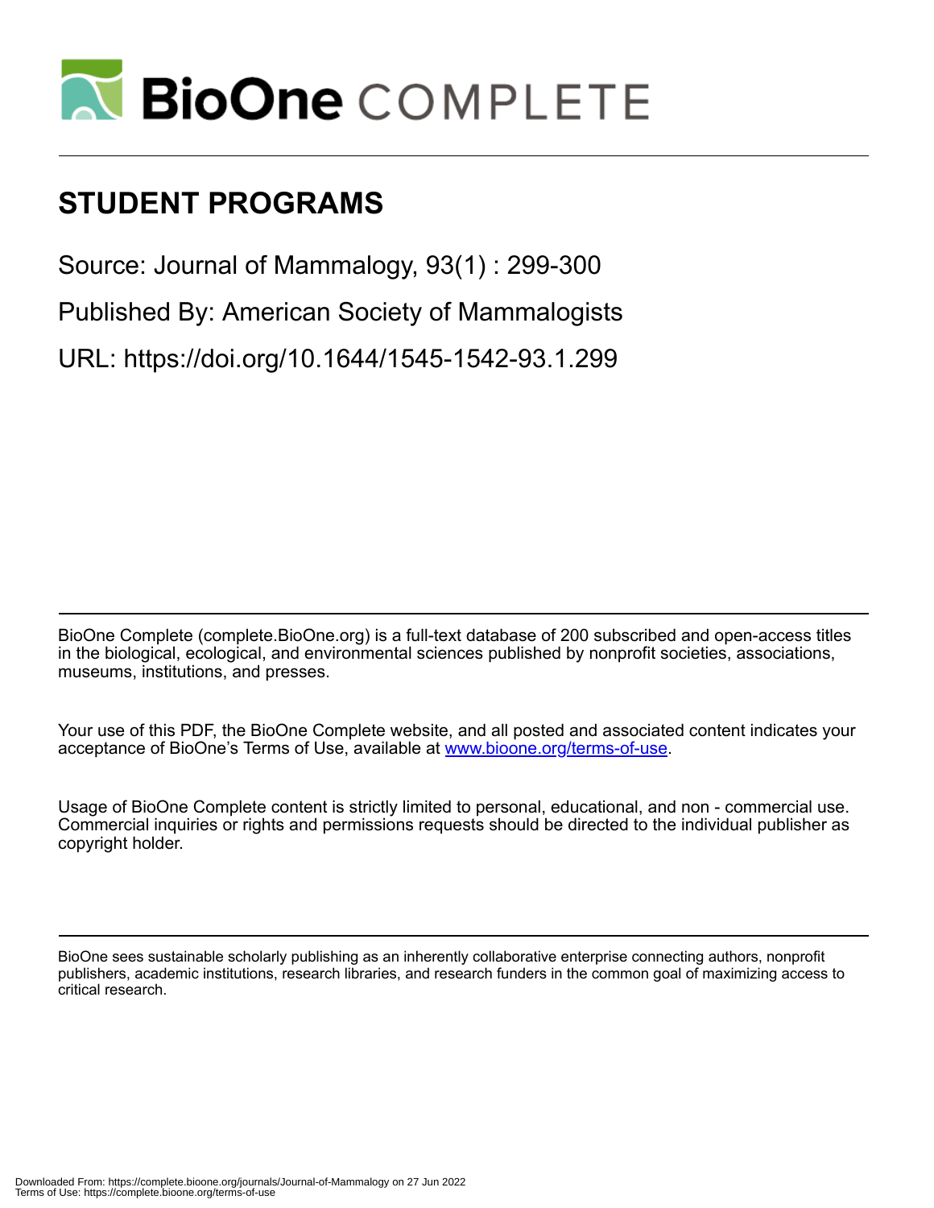# STUDENT PROGRAMS

Source: Journal of Mammalogy, 93(1) : 299-300

Published By: American Society of Mammalogists

URL: https://doi.org/10.1644/1545-1542-93.1.299

BioOne Complete (complete.BioOne.org) is a full-text database of 200 subscribed and open-access titles in the biological, ecological, and environmental sciences published by nonprofit societies, associations, museums, institutions, and presses.

Your use of this PDF, the BioOne Complete website, and all posted and associated content indicates your acceptance of BioOne's Terms of Use, available at www.bioone.org/terms-of-use.

Usage of BioOne Complete content is strictly limited to personal, educational, and non - commercial use. Commercial inquiries or rights and permissions requests should be directed to the individual publisher as copyright holder.

BioOne sees sustainable scholarly publishing as an inherently collaborative enterprise connecting authors, nonprofit publishers, academic institutions, research libraries, and research funders in the common goal of maximizing access to critical research.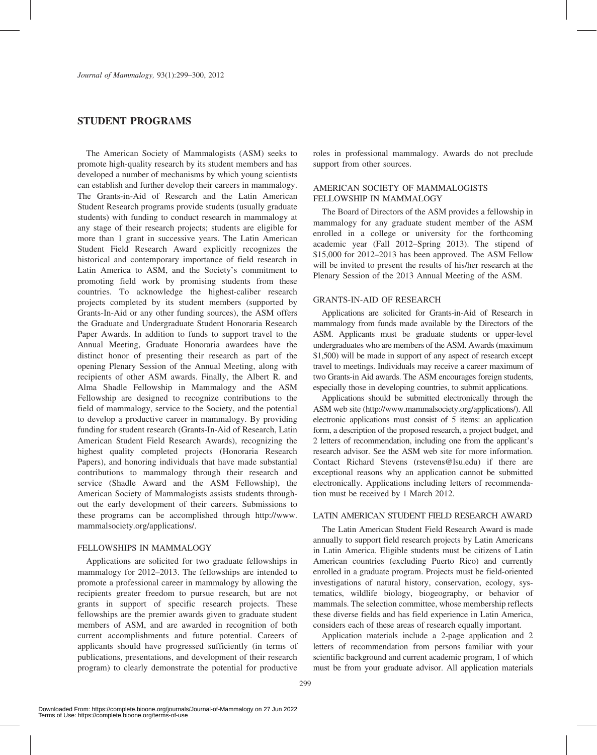## STUDENT PROGRAMS

The American Society of Mammalogists (ASM) seeks to promote high-quality research by its student members and has developed a number of mechanisms by which young scientists can establish and further develop their careers in mammalogy. The Grants-in-Aid of Research and the Latin American Student Research programs provide students (usually graduate students) with funding to conduct research in mammalogy at any stage of their research projects; students are eligible for more than 1 grant in successive years. The Latin American Student Field Research Award explicitly recognizes the historical and contemporary importance of field research in Latin America to ASM, and the Society's commitment to promoting field work by promising students from these countries. To acknowledge the highest-caliber research projects completed by its student members (supported by Grants-In-Aid or any other funding sources), the ASM offers the Graduate and Undergraduate Student Honoraria Research Paper Awards. In addition to funds to support travel to the Annual Meeting, Graduate Honoraria awardees have the distinct honor of presenting their research as part of the opening Plenary Session of the Annual Meeting, along with recipients of other ASM awards. Finally, the Albert R. and Alma Shadle Fellowship in Mammalogy and the ASM Fellowship are designed to recognize contributions to the field of mammalogy, service to the Society, and the potential to develop a productive career in mammalogy. By providing funding for student research (Grants-In-Aid of Research, Latin American Student Field Research Awards), recognizing the highest quality completed projects (Honoraria Research Papers), and honoring individuals that have made substantial contributions to mammalogy through their research and service (Shadle Award and the ASM Fellowship), the American Society of Mammalogists assists students throughout the early development of their careers. Submissions to these programs can be accomplished through http://www.mammalsociety.org/applications/.

### FELLOWSHIPS IN MAMMALOGY

Applications are solicited for two graduate fellowships in mammalogy for 2012–2013. The fellowships are intended to promote a professional career in mammalogy by allowing the recipients greater freedom to pursue research, but are not grants in support of specific research projects. These fellowships are the premier awards given to graduate student members of ASM, and are awarded in recognition of both current accomplishments and future potential. Careers of applicants should have progressed sufficiently (in terms of publications, presentations, and development of their research program) to clearly demonstrate the potential for productive roles in professional mammalogy. Awards do not preclude support from other sources.

### AMERICAN SOCIETY OF MAMMALOGISTS FELLOWSHIP IN MAMMALOGY

The Board of Directors of the ASM provides a fellowship in mammalogy for any graduate student member of the ASM enrolled in a college or university for the forthcoming academic year (Fall 2012–Spring 2013). The stipend of $15,000 for 2012–2013 has been approved. The ASM Fellow will be invited to present the results of his/her research at the Plenary Session of the 2013 Annual Meeting of the ASM.

### GRANTS-IN-AID OF RESEARCH

Applications are solicited for Grants-in-Aid of Research in mammalogy from funds made available by the Directors of the ASM. Applicants must be graduate students or upper-level undergraduates who are members of the ASM. Awards (maximum $1,500) will be made in support of any aspect of research except travel to meetings. Individuals may receive a career maximum of two Grants-in Aid awards. The ASM encourages foreign students, especially those in developing countries, to submit applications.

Applications should be submitted electronically through the ASM web site (http://www.mammalsociety.org/applications/). All electronic applications must consist of 5 items: an application form, a description of the proposed research, a project budget, and 2 letters of recommendation, including one from the applicant's research advisor. See the ASM web site for more information. Contact Richard Stevens (rstevens@lsu.edu) if there are exceptional reasons why an application cannot be submitted electronically. Applications including letters of recommendation must be received by 1 March 2012.

### LATIN AMERICAN STUDENT FIELD RESEARCH AWARD

The Latin American Student Field Research Award is made annually to support field research projects by Latin Americans in Latin America. Eligible students must be citizens of Latin American countries (excluding Puerto Rico) and currently enrolled in a graduate program. Projects must be field-oriented investigations of natural history, conservation, ecology, systematics, wildlife biology, biogeography, or behavior of mammals. The selection committee, whose membership reflects these diverse fields and has field experience in Latin America, considers each of these areas of research equally important.

Application materials include a 2-page application and 2 letters of recommendation from persons familiar with your scientific background and current academic program, 1 of which must be from your graduate advisor. All application materials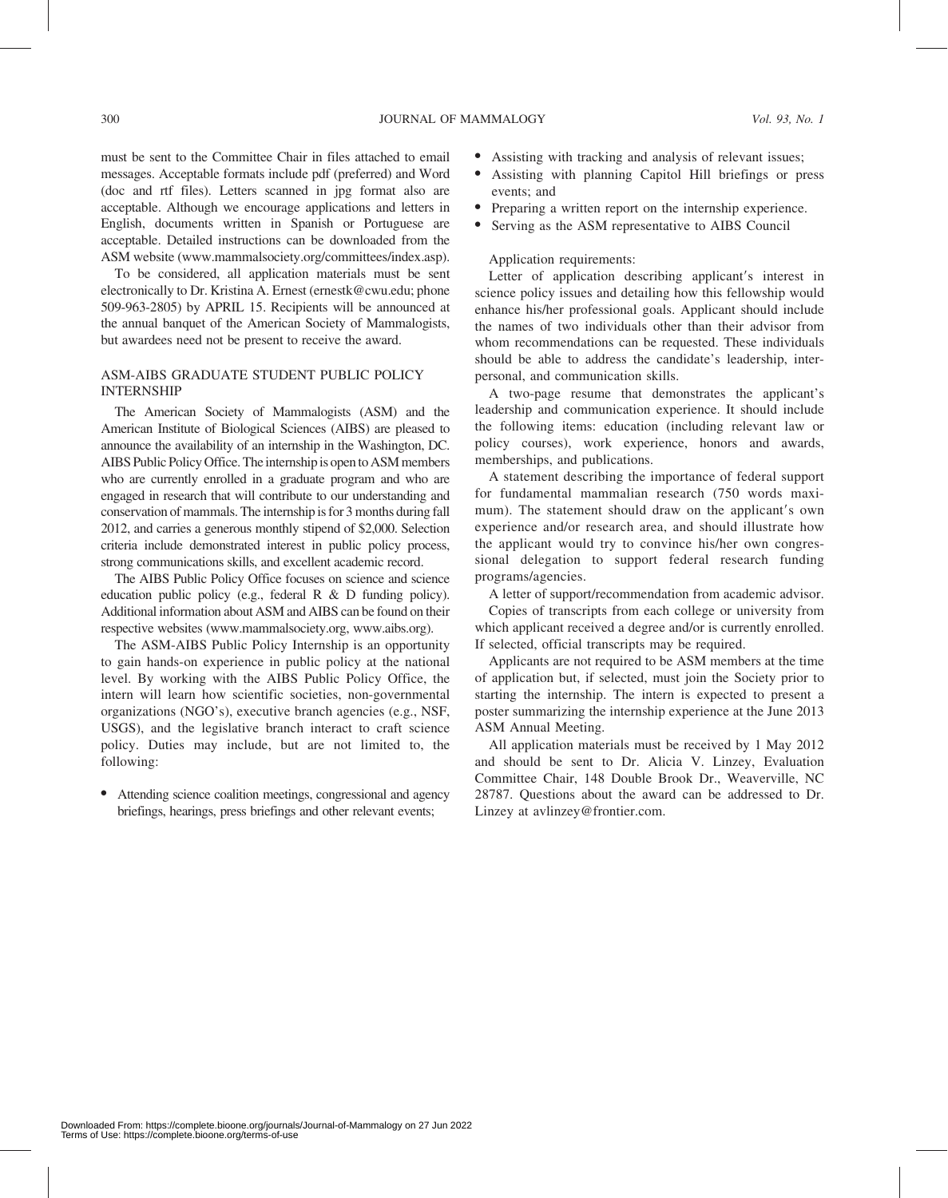must be sent to the Committee Chair in files attached to email messages. Acceptable formats include pdf (preferred) and Word (doc and rtf files). Letters scanned in jpg format also are acceptable. Although we encourage applications and letters in English, documents written in Spanish or Portuguese are acceptable. Detailed instructions can be downloaded from the ASM website (www.mammalsociety.org/committees/index.asp).

To be considered, all application materials must be sent electronically to Dr. Kristina A. Ernest (ernestk@cwu.edu; phone 509-963-2805) by APRIL 15. Recipients will be announced at the annual banquet of the American Society of Mammalogists, but awardees need not be present to receive the award.

## ASM-AIBS GRADUATE STUDENT PUBLIC POLICY INTERNSHIP

The American Society of Mammalogists (ASM) and the American Institute of Biological Sciences (AIBS) are pleased to announce the availability of an internship in the Washington, DC. AIBS Public Policy Office. The internship is open to ASM members who are currently enrolled in a graduate program and who are engaged in research that will contribute to our understanding and conservation of mammals. The internship is for 3 months during fall 2012, and carries a generous monthly stipend of $2,000. Selection criteria include demonstrated interest in public policy process, strong communications skills, and excellent academic record.

The AIBS Public Policy Office focuses on science and science education public policy (e.g., federal R & D funding policy). Additional information about ASM and AIBS can be found on their respective websites (www.mammalsociety.org, www.aibs.org).

The ASM-AIBS Public Policy Internship is an opportunity to gain hands-on experience in public policy at the national level. By working with the AIBS Public Policy Office, the intern will learn how scientific societies, non-governmental organizations (NGO's), executive branch agencies (e.g., NSF, USGS), and the legislative branch interact to craft science policy. Duties may include, but are not limited to, the following:

- Attending science coalition meetings, congressional and agency briefings, hearings, press briefings and other relevant events;
- Assisting with tracking and analysis of relevant issues;
- Assisting with planning Capitol Hill briefings or press events; and
- Preparing a written report on the internship experience.
- Serving as the ASM representative to AIBS Council

Application requirements:

Letter of application describing applicant's interest in science policy issues and detailing how this fellowship would enhance his/her professional goals. Applicant should include the names of two individuals other than their advisor from whom recommendations can be requested. These individuals should be able to address the candidate's leadership, interpersonal, and communication skills.

A two-page resume that demonstrates the applicant's leadership and communication experience. It should include the following items: education (including relevant law or policy courses), work experience, honors and awards, memberships, and publications.

A statement describing the importance of federal support for fundamental mammalian research (750 words maximum). The statement should draw on the applicant's own experience and/or research area, and should illustrate how the applicant would try to convince his/her own congressional delegation to support federal research funding programs/agencies.

A letter of support/recommendation from academic advisor.

Copies of transcripts from each college or university from which applicant received a degree and/or is currently enrolled. If selected, official transcripts may be required.

Applicants are not required to be ASM members at the time of application but, if selected, must join the Society prior to starting the internship. The intern is expected to present a poster summarizing the internship experience at the June 2013 ASM Annual Meeting.

All application materials must be received by 1 May 2012 and should be sent to Dr. Alicia V. Linzey, Evaluation Committee Chair, 148 Double Brook Dr., Weaverville, NC 28787. Questions about the award can be addressed to Dr. Linzey at avlinzey@frontier.com.